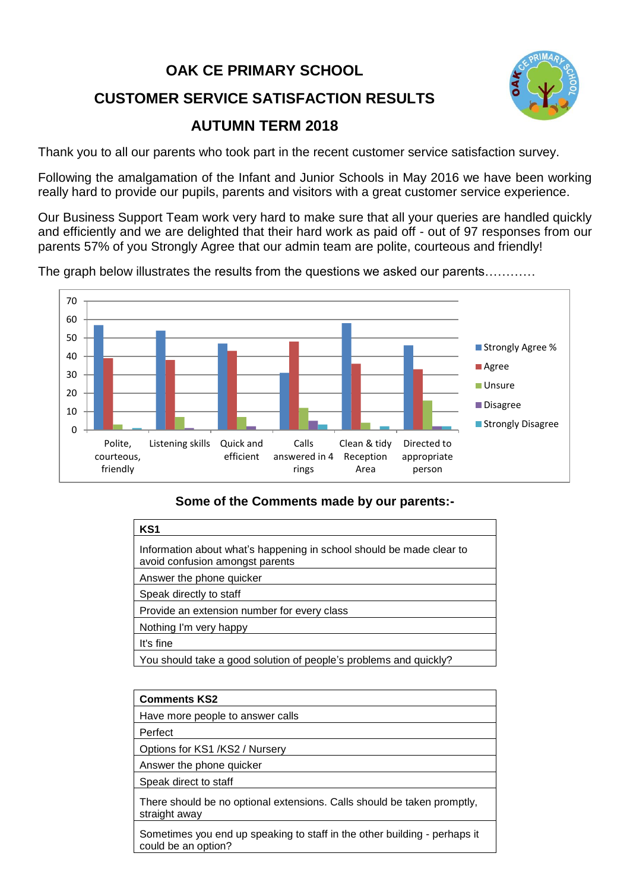# OAK CE PRIMARY SCHOOL

## CUSTOMER SERVICE SATISFACTION RESULTS

## AUTUMN TERM 2018

Thank you to all our parents who took part in the recent customer service satisfaction survey.

Following the amalgamation of the Infant and Junior Schools in May 2016 we have been working really hard to provide our pupils, parents and visitors with a great customer service experience.

Our Business Support Team work very hard to make sure that all your queries are handled quickly and efficiently and we are delighted that their hard work as paid off - out of 97 responses from our parents 57% of you Strongly Agree that our admin team are polite, courteous and friendly!

The graph below illustrates the results from the questions we asked our parents…………

| | Strongly Agree % | Agree | Unsure | Disagree | Strongly Disagree |
|---|---|---|---|---|---|
| Polite, courteous, friendly | 57 | 39 | 3 | 0 | 1 |
| Listening skills | 54 | 38 | 7 | 1 | 0 |
| Quick and efficient | 47 | 43 | 7 | 2 | 0 |
| Calls answered in 4 rings | 31 | 48 | 12 | 5 | 3 |
| Clean & tidy Reception Area | 58 | 36 | 4 | 0 | 2 |
| Directed to appropriate person | 46 | 33 | 16 | 2 | 2 |

### Some of the Comments made by our parents:-

| KS1 |
|---|
| Information about what's happening in school should be made clear to avoid confusion amongst parents |
| Answer the phone quicker |
| Speak directly to staff |
| Provide an extension number for every class |
| Nothing I'm very happy |
| It's fine |
| You should take a good solution of people's problems and quickly? |

| Comments KS2 |
|---|
| Have more people to answer calls |
| Perfect |
| Options for KS1 /KS2 / Nursery |
| Answer the phone quicker |
| Speak direct to staff |
| There should be no optional extensions. Calls should be taken promptly, straight away |
| Sometimes you end up speaking to staff in the other building - perhaps it could be an option? |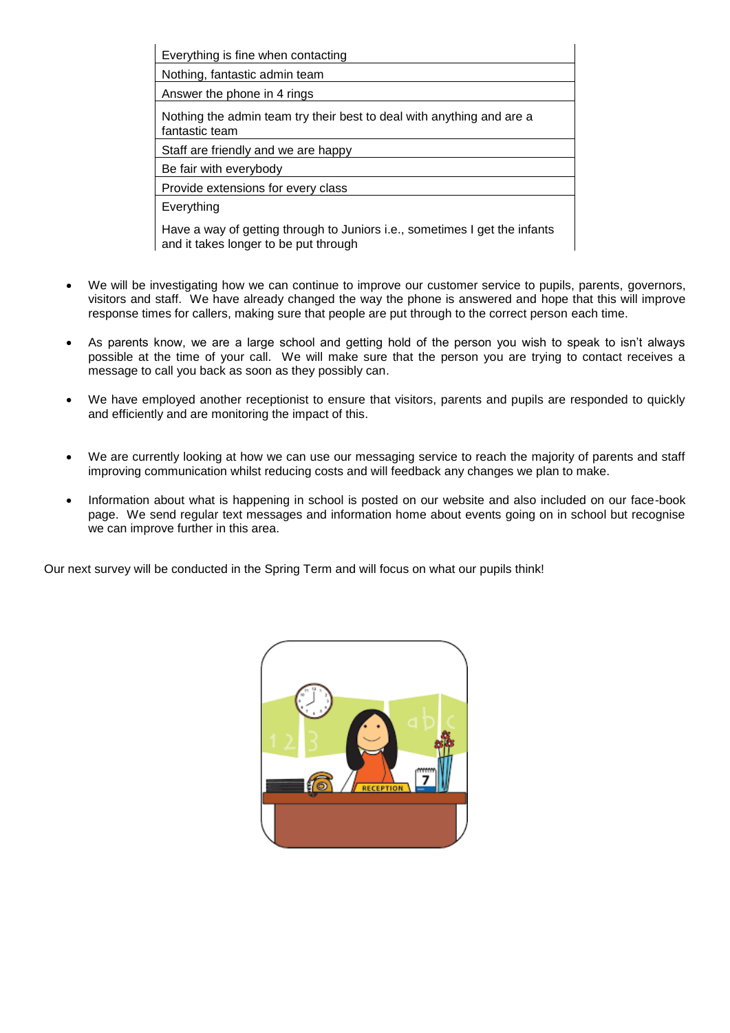| |
|---|
| Everything is fine when contacting |
| Nothing, fantastic admin team |
| Answer the phone in 4 rings |
| Nothing the admin team try their best to deal with anything and are a fantastic team |
| Staff are friendly and we are happy |
| Be fair with everybody |
| Provide extensions for every class |
| Everything |
| Have a way of getting through to Juniors i.e., sometimes I get the infants and it takes longer to be put through |

- We will be investigating how we can continue to improve our customer service to pupils, parents, governors, visitors and staff. We have already changed the way the phone is answered and hope that this will improve response times for callers, making sure that people are put through to the correct person each time.

- As parents know, we are a large school and getting hold of the person you wish to speak to isn't always possible at the time of your call. We will make sure that the person you are trying to contact receives a message to call you back as soon as they possibly can.

- We have employed another receptionist to ensure that visitors, parents and pupils are responded to quickly and efficiently and are monitoring the impact of this.

- We are currently looking at how we can use our messaging service to reach the majority of parents and staff improving communication whilst reducing costs and will feedback any changes we plan to make.

- Information about what is happening in school is posted on our website and also included on our face-book page. We send regular text messages and information home about events going on in school but recognise we can improve further in this area.

Our next survey will be conducted in the Spring Term and will focus on what our pupils think!